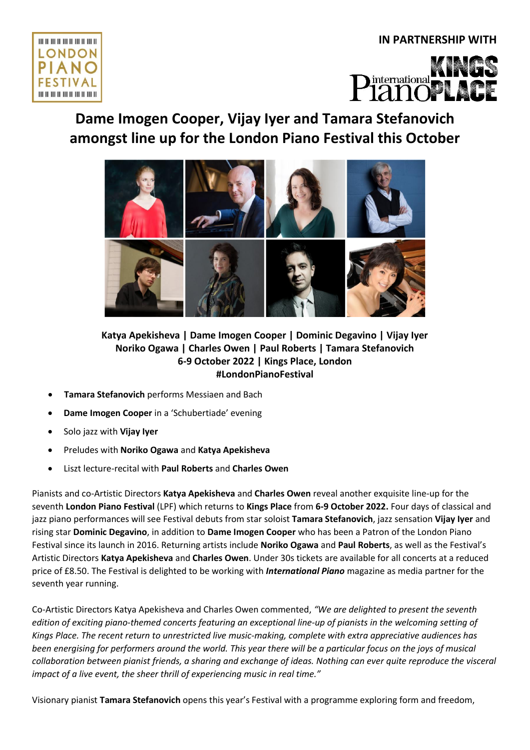IN PARTNERSHIP WITH

# Dame Imogen Cooper, Vijay Iyer and Tamara Stefanovich amongst line up for the London Piano Festival this October

**Katya Apekisheva | Dame Imogen Cooper | Dominic Degavino | Vijay Iyer**
**Noriko Ogawa | Charles Owen | Paul Roberts | Tamara Stefanovich**
**6-9 October 2022 | Kings Place, London**
**#LondonPianoFestival**

- **Tamara Stefanovich** performs Messiaen and Bach
- **Dame Imogen Cooper** in a 'Schubertiade' evening
- Solo jazz with **Vijay Iyer**
- Preludes with **Noriko Ogawa** and **Katya Apekisheva**
- Liszt lecture-recital with **Paul Roberts** and **Charles Owen**

Pianists and co-Artistic Directors **Katya Apekisheva** and **Charles Owen** reveal another exquisite line-up for the seventh **London Piano Festival** (LPF) which returns to **Kings Place** from **6-9 October 2022.** Four days of classical and jazz piano performances will see Festival debuts from star soloist **Tamara Stefanovich**, jazz sensation **Vijay Iyer** and rising star **Dominic Degavino**, in addition to **Dame Imogen Cooper** who has been a Patron of the London Piano Festival since its launch in 2016. Returning artists include **Noriko Ogawa** and **Paul Roberts**, as well as the Festival's Artistic Directors **Katya Apekisheva** and **Charles Owen**. Under 30s tickets are available for all concerts at a reduced price of £8.50. The Festival is delighted to be working with ***International Piano*** magazine as media partner for the seventh year running.

Co-Artistic Directors Katya Apekisheva and Charles Owen commented, *"We are delighted to present the seventh edition of exciting piano-themed concerts featuring an exceptional line-up of pianists in the welcoming setting of Kings Place. The recent return to unrestricted live music-making, complete with extra appreciative audiences has been energising for performers around the world. This year there will be a particular focus on the joys of musical collaboration between pianist friends, a sharing and exchange of ideas. Nothing can ever quite reproduce the visceral impact of a live event, the sheer thrill of experiencing music in real time."*

Visionary pianist **Tamara Stefanovich** opens this year's Festival with a programme exploring form and freedom,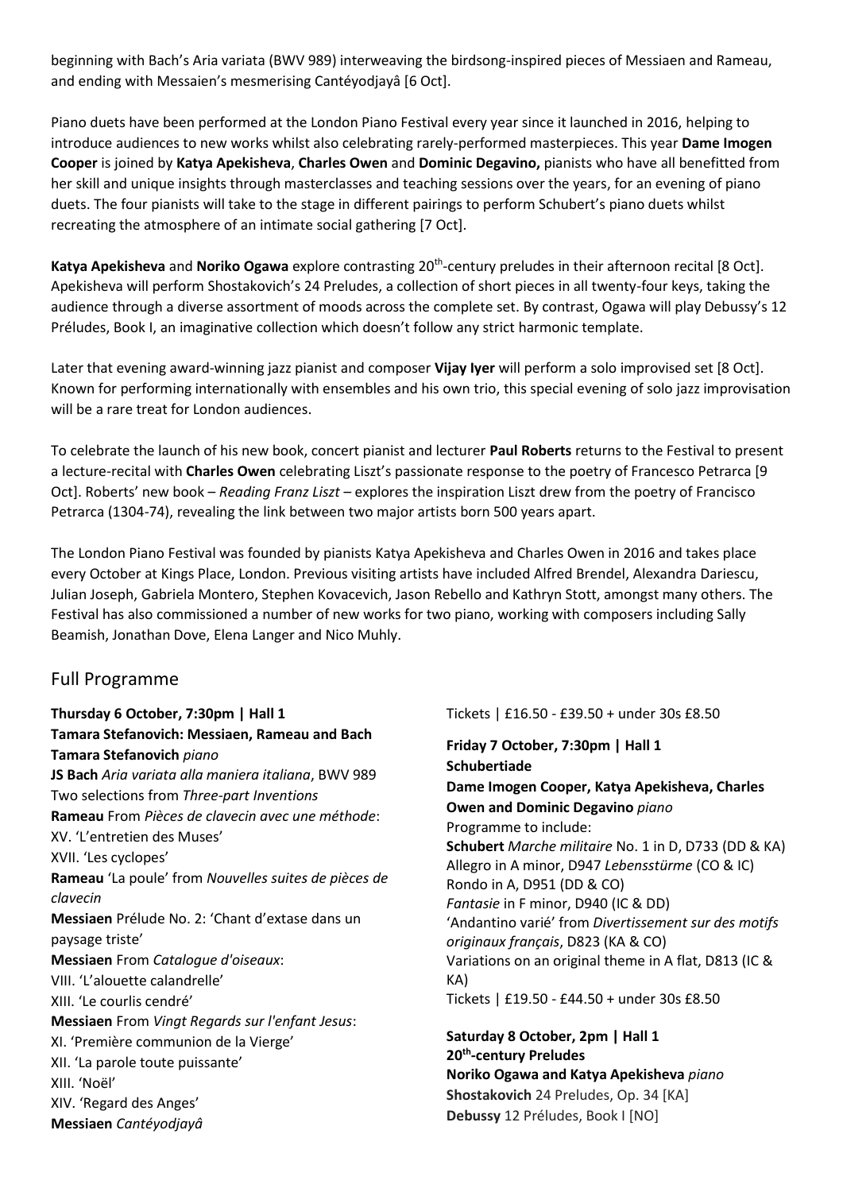beginning with Bach's Aria variata (BWV 989) interweaving the birdsong-inspired pieces of Messiaen and Rameau, and ending with Messaien's mesmerising Cantéyodjayâ [6 Oct].

Piano duets have been performed at the London Piano Festival every year since it launched in 2016, helping to introduce audiences to new works whilst also celebrating rarely-performed masterpieces. This year **Dame Imogen Cooper** is joined by **Katya Apekisheva**, **Charles Owen** and **Dominic Degavino,** pianists who have all benefitted from her skill and unique insights through masterclasses and teaching sessions over the years, for an evening of piano duets. The four pianists will take to the stage in different pairings to perform Schubert's piano duets whilst recreating the atmosphere of an intimate social gathering [7 Oct].

**Katya Apekisheva** and **Noriko Ogawa** explore contrasting 20th-century preludes in their afternoon recital [8 Oct]. Apekisheva will perform Shostakovich's 24 Preludes, a collection of short pieces in all twenty-four keys, taking the audience through a diverse assortment of moods across the complete set. By contrast, Ogawa will play Debussy's 12 Préludes, Book I, an imaginative collection which doesn't follow any strict harmonic template.

Later that evening award-winning jazz pianist and composer **Vijay Iyer** will perform a solo improvised set [8 Oct]. Known for performing internationally with ensembles and his own trio, this special evening of solo jazz improvisation will be a rare treat for London audiences.

To celebrate the launch of his new book, concert pianist and lecturer **Paul Roberts** returns to the Festival to present a lecture-recital with **Charles Owen** celebrating Liszt's passionate response to the poetry of Francesco Petrarca [9 Oct]. Roberts' new book – *Reading Franz Liszt* – explores the inspiration Liszt drew from the poetry of Francisco Petrarca (1304-74), revealing the link between two major artists born 500 years apart.

The London Piano Festival was founded by pianists Katya Apekisheva and Charles Owen in 2016 and takes place every October at Kings Place, London. Previous visiting artists have included Alfred Brendel, Alexandra Dariescu, Julian Joseph, Gabriela Montero, Stephen Kovacevich, Jason Rebello and Kathryn Stott, amongst many others. The Festival has also commissioned a number of new works for two piano, working with composers including Sally Beamish, Jonathan Dove, Elena Langer and Nico Muhly.

## Full Programme

**Thursday 6 October, 7:30pm | Hall 1**
**Tamara Stefanovich: Messiaen, Rameau and Bach**
**Tamara Stefanovich** *piano*
**JS Bach** *Aria variata alla maniera italiana*, BWV 989
Two selections from *Three-part Inventions*
**Rameau** From *Pièces de clavecin avec une méthode*:
XV. 'L'entretien des Muses'
XVII. 'Les cyclopes'
**Rameau** 'La poule' from *Nouvelles suites de pièces de clavecin*
**Messiaen** Prélude No. 2: 'Chant d'extase dans un paysage triste'
**Messiaen** From *Catalogue d'oiseaux*:
VIII. 'L'alouette calandrelle'
XIII. 'Le courlis cendré'
**Messiaen** From *Vingt Regards sur l'enfant Jesus*:
XI. 'Première communion de la Vierge'
XII. 'La parole toute puissante'
XIII. 'Noël'
XIV. 'Regard des Anges'
**Messiaen** *Cantéyodjayâ*
Tickets | £16.50 - £39.50 + under 30s £8.50

**Friday 7 October, 7:30pm | Hall 1**
**Schubertiade**
**Dame Imogen Cooper, Katya Apekisheva, Charles Owen and Dominic Degavino** *piano*
Programme to include:
**Schubert** *Marche militaire* No. 1 in D, D733 (DD & KA)
Allegro in A minor, D947 *Lebensstürme* (CO & IC)
Rondo in A, D951 (DD & CO)
*Fantasie* in F minor, D940 (IC & DD)
'Andantino varié' from *Divertissement sur des motifs originaux français*, D823 (KA & CO)
Variations on an original theme in A flat, D813 (IC & KA)
Tickets | £19.50 - £44.50 + under 30s £8.50

**Saturday 8 October, 2pm | Hall 1**
**20th-century Preludes**
**Noriko Ogawa and Katya Apekisheva** *piano*
**Shostakovich** 24 Preludes, Op. 34 [KA]
**Debussy** 12 Préludes, Book I [NO]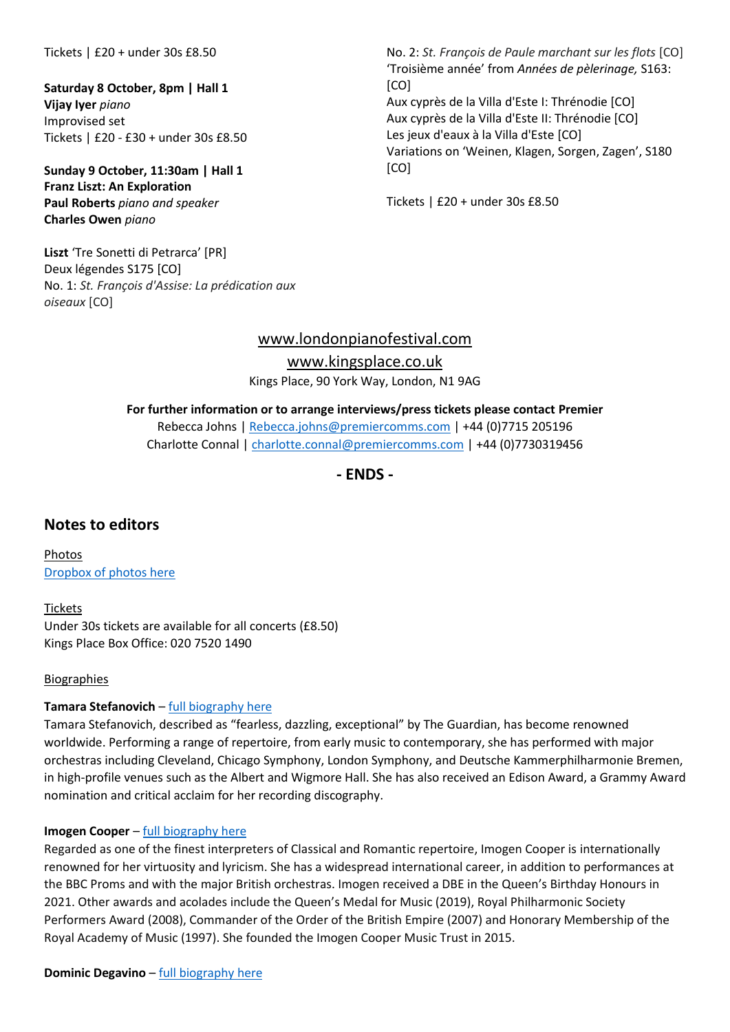Tickets | £20 + under 30s £8.50

**Saturday 8 October, 8pm | Hall 1**
**Vijay Iyer** *piano*
Improvised set
Tickets | £20 - £30 + under 30s £8.50

**Sunday 9 October, 11:30am | Hall 1**
**Franz Liszt: An Exploration**
**Paul Roberts** *piano and speaker*
**Charles Owen** *piano*

**Liszt** 'Tre Sonetti di Petrarca' [PR]
Deux légendes S175 [CO]
No. 1: *St. François d'Assise: La prédication aux oiseaux* [CO]
No. 2: *St. François de Paule marchant sur les flots* [CO]
'Troisième année' from *Années de pèlerinage,* S163: [CO]
Aux cyprès de la Villa d'Este I: Thrénodie [CO]
Aux cyprès de la Villa d'Este II: Thrénodie [CO]
Les jeux d'eaux à la Villa d'Este [CO]
Variations on 'Weinen, Klagen, Sorgen, Zagen', S180 [CO]

Tickets | £20 + under 30s £8.50

www.londonpianofestival.com
www.kingsplace.co.uk
Kings Place, 90 York Way, London, N1 9AG

**For further information or to arrange interviews/press tickets please contact Premier**
Rebecca Johns | Rebecca.johns@premiercomms.com | +44 (0)7715 205196
Charlotte Connal | charlotte.connal@premiercomms.com | +44 (0)7730319456

**- ENDS -**

## Notes to editors

Photos
Dropbox of photos here

Tickets
Under 30s tickets are available for all concerts (£8.50)
Kings Place Box Office: 020 7520 1490

Biographies

**Tamara Stefanovich** – full biography here
Tamara Stefanovich, described as "fearless, dazzling, exceptional" by The Guardian, has become renowned worldwide. Performing a range of repertoire, from early music to contemporary, she has performed with major orchestras including Cleveland, Chicago Symphony, London Symphony, and Deutsche Kammerphilharmonie Bremen, in high-profile venues such as the Albert and Wigmore Hall. She has also received an Edison Award, a Grammy Award nomination and critical acclaim for her recording discography.

**Imogen Cooper** – full biography here
Regarded as one of the finest interpreters of Classical and Romantic repertoire, Imogen Cooper is internationally renowned for her virtuosity and lyricism. She has a widespread international career, in addition to performances at the BBC Proms and with the major British orchestras. Imogen received a DBE in the Queen's Birthday Honours in 2021. Other awards and acolades include the Queen's Medal for Music (2019), Royal Philharmonic Society Performers Award (2008), Commander of the Order of the British Empire (2007) and Honorary Membership of the Royal Academy of Music (1997). She founded the Imogen Cooper Music Trust in 2015.

**Dominic Degavino** – full biography here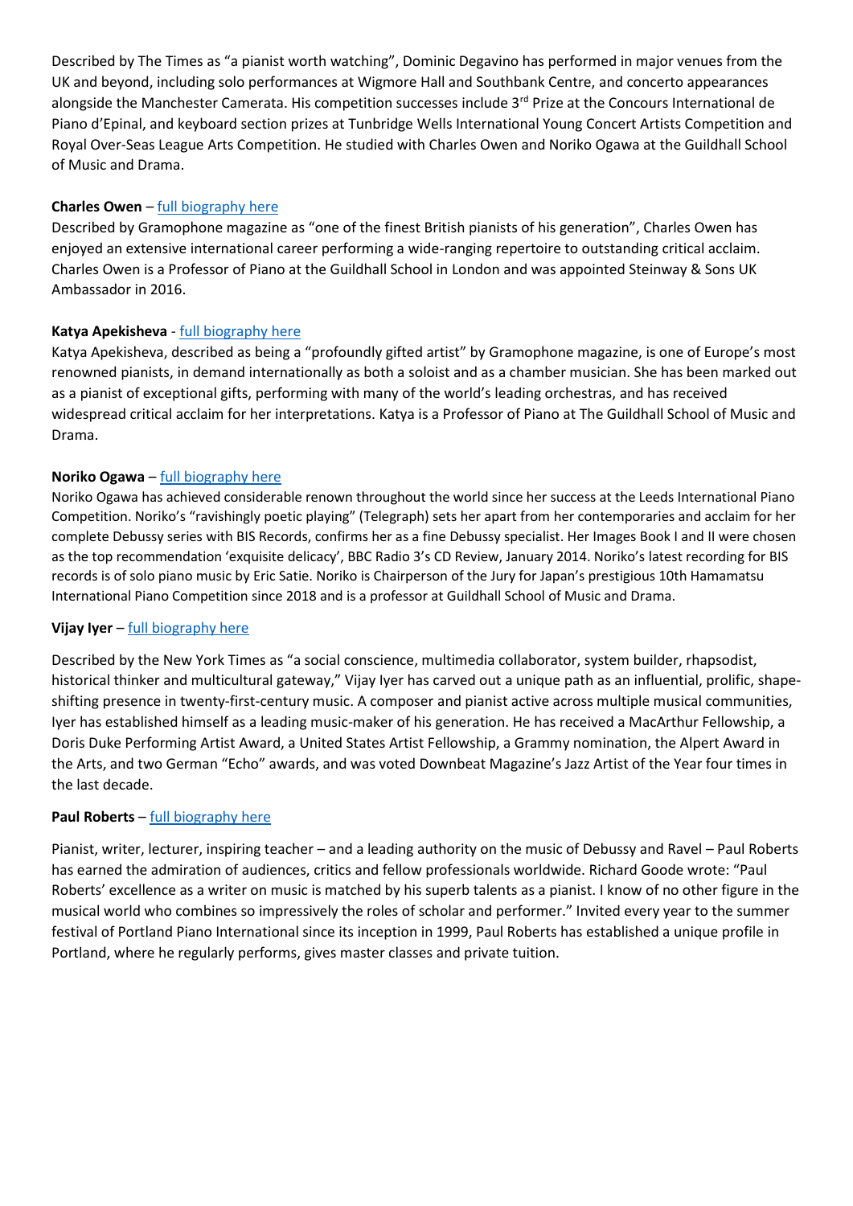Described by The Times as "a pianist worth watching", Dominic Degavino has performed in major venues from the UK and beyond, including solo performances at Wigmore Hall and Southbank Centre, and concerto appearances alongside the Manchester Camerata. His competition successes include 3rd Prize at the Concours International de Piano d'Epinal, and keyboard section prizes at Tunbridge Wells International Young Concert Artists Competition and Royal Over-Seas League Arts Competition. He studied with Charles Owen and Noriko Ogawa at the Guildhall School of Music and Drama.

**Charles Owen** – full biography here

Described by Gramophone magazine as "one of the finest British pianists of his generation", Charles Owen has enjoyed an extensive international career performing a wide-ranging repertoire to outstanding critical acclaim. Charles Owen is a Professor of Piano at the Guildhall School in London and was appointed Steinway & Sons UK Ambassador in 2016.

**Katya Apekisheva** - full biography here

Katya Apekisheva, described as being a "profoundly gifted artist" by Gramophone magazine, is one of Europe's most renowned pianists, in demand internationally as both a soloist and as a chamber musician. She has been marked out as a pianist of exceptional gifts, performing with many of the world's leading orchestras, and has received widespread critical acclaim for her interpretations. Katya is a Professor of Piano at The Guildhall School of Music and Drama.

**Noriko Ogawa** – full biography here

Noriko Ogawa has achieved considerable renown throughout the world since her success at the Leeds International Piano Competition. Noriko's "ravishingly poetic playing" (Telegraph) sets her apart from her contemporaries and acclaim for her complete Debussy series with BIS Records, confirms her as a fine Debussy specialist. Her Images Book I and II were chosen as the top recommendation 'exquisite delicacy', BBC Radio 3's CD Review, January 2014. Noriko's latest recording for BIS records is of solo piano music by Eric Satie. Noriko is Chairperson of the Jury for Japan's prestigious 10th Hamamatsu International Piano Competition since 2018 and is a professor at Guildhall School of Music and Drama.

**Vijay Iyer** – full biography here

Described by the New York Times as "a social conscience, multimedia collaborator, system builder, rhapsodist, historical thinker and multicultural gateway," Vijay Iyer has carved out a unique path as an influential, prolific, shape-shifting presence in twenty-first-century music. A composer and pianist active across multiple musical communities, Iyer has established himself as a leading music-maker of his generation. He has received a MacArthur Fellowship, a Doris Duke Performing Artist Award, a United States Artist Fellowship, a Grammy nomination, the Alpert Award in the Arts, and two German "Echo" awards, and was voted Downbeat Magazine's Jazz Artist of the Year four times in the last decade.

**Paul Roberts** – full biography here

Pianist, writer, lecturer, inspiring teacher – and a leading authority on the music of Debussy and Ravel – Paul Roberts has earned the admiration of audiences, critics and fellow professionals worldwide. Richard Goode wrote: "Paul Roberts' excellence as a writer on music is matched by his superb talents as a pianist. I know of no other figure in the musical world who combines so impressively the roles of scholar and performer." Invited every year to the summer festival of Portland Piano International since its inception in 1999, Paul Roberts has established a unique profile in Portland, where he regularly performs, gives master classes and private tuition.